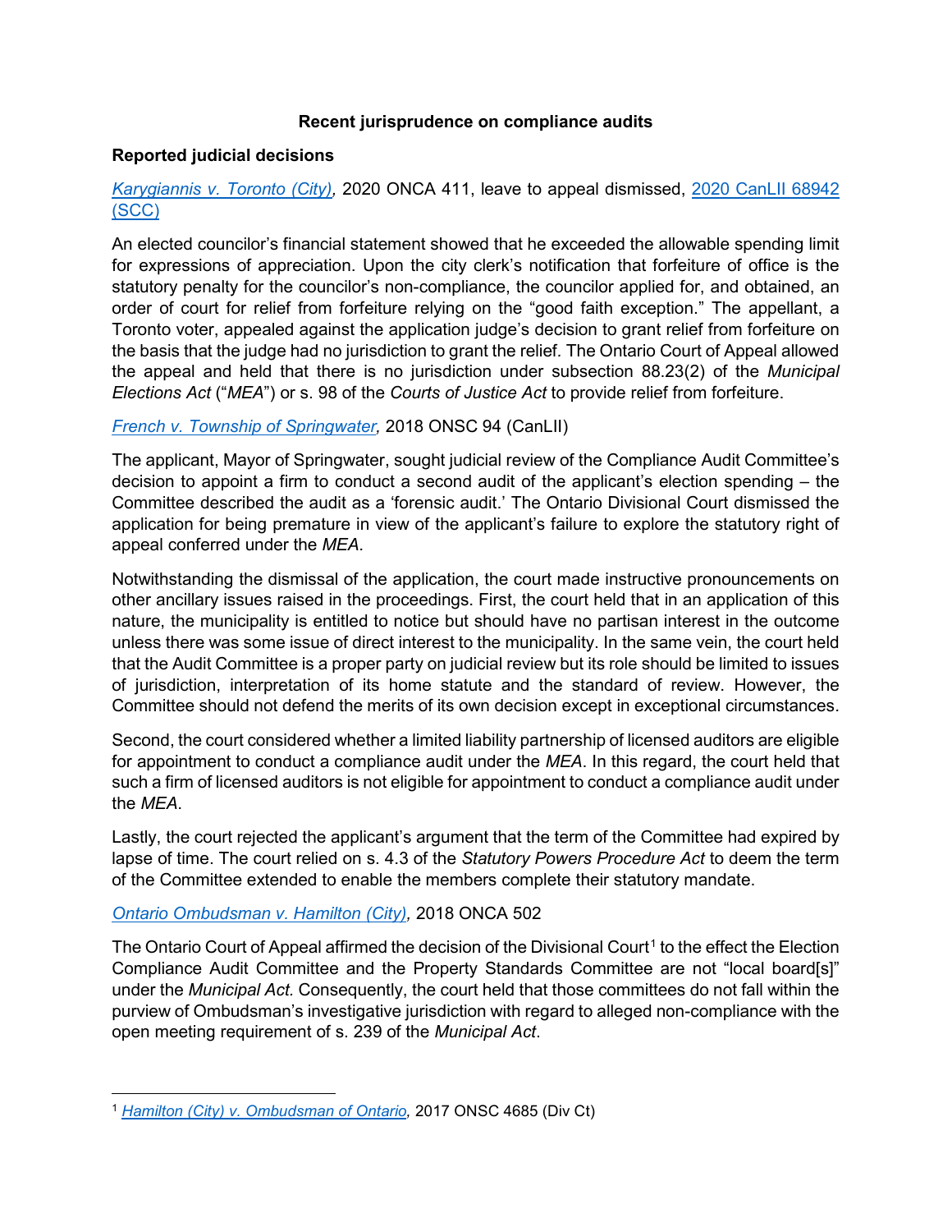# Recent jurisprudence on compliance audits

## Reported judicial decisions

### *Karygiannis v. Toronto (City)*, 2020 ONCA 411, leave to appeal dismissed, 2020 CanLII 68942 (SCC)

An elected councilor's financial statement showed that he exceeded the allowable spending limit for expressions of appreciation. Upon the city clerk's notification that forfeiture of office is the statutory penalty for the councilor's non-compliance, the councilor applied for, and obtained, an order of court for relief from forfeiture relying on the "good faith exception." The appellant, a Toronto voter, appealed against the application judge's decision to grant relief from forfeiture on the basis that the judge had no jurisdiction to grant the relief. The Ontario Court of Appeal allowed the appeal and held that there is no jurisdiction under subsection 88.23(2) of the *Municipal Elections Act* ("*MEA*") or s. 98 of the *Courts of Justice Act* to provide relief from forfeiture.

### *French v. Township of Springwater*, 2018 ONSC 94 (CanLII)

The applicant, Mayor of Springwater, sought judicial review of the Compliance Audit Committee's decision to appoint a firm to conduct a second audit of the applicant's election spending – the Committee described the audit as a 'forensic audit.' The Ontario Divisional Court dismissed the application for being premature in view of the applicant's failure to explore the statutory right of appeal conferred under the *MEA*.

Notwithstanding the dismissal of the application, the court made instructive pronouncements on other ancillary issues raised in the proceedings. First, the court held that in an application of this nature, the municipality is entitled to notice but should have no partisan interest in the outcome unless there was some issue of direct interest to the municipality. In the same vein, the court held that the Audit Committee is a proper party on judicial review but its role should be limited to issues of jurisdiction, interpretation of its home statute and the standard of review. However, the Committee should not defend the merits of its own decision except in exceptional circumstances.

Second, the court considered whether a limited liability partnership of licensed auditors are eligible for appointment to conduct a compliance audit under the *MEA*. In this regard, the court held that such a firm of licensed auditors is not eligible for appointment to conduct a compliance audit under the *MEA*.

Lastly, the court rejected the applicant's argument that the term of the Committee had expired by lapse of time. The court relied on s. 4.3 of the *Statutory Powers Procedure Act* to deem the term of the Committee extended to enable the members complete their statutory mandate.

### *Ontario Ombudsman v. Hamilton (City)*, 2018 ONCA 502

The Ontario Court of Appeal affirmed the decision of the Divisional Court[1] to the effect the Election Compliance Audit Committee and the Property Standards Committee are not "local board[s]" under the *Municipal Act*. Consequently, the court held that those committees do not fall within the purview of Ombudsman's investigative jurisdiction with regard to alleged non-compliance with the open meeting requirement of s. 239 of the *Municipal Act*.

---

[1] *Hamilton (City) v. Ombudsman of Ontario*, 2017 ONSC 4685 (Div Ct)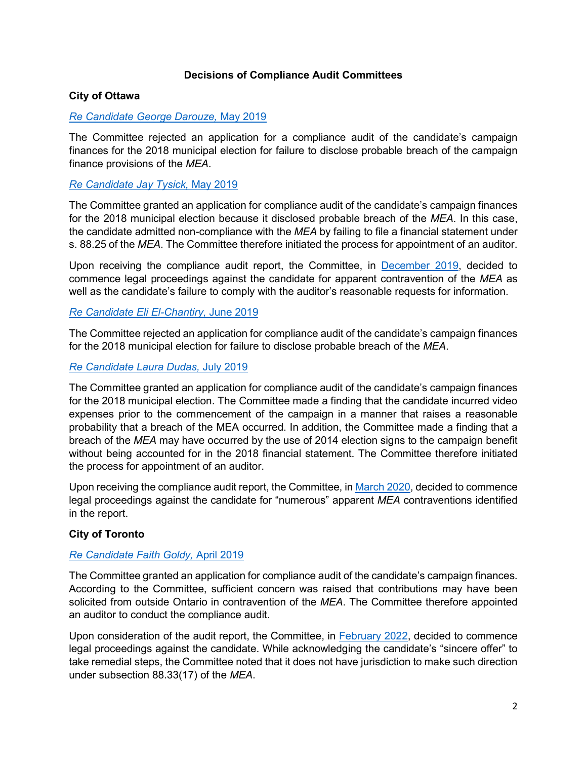## Decisions of Compliance Audit Committees

### City of Ottawa

*Re Candidate George Darouze,* May 2019

The Committee rejected an application for a compliance audit of the candidate's campaign finances for the 2018 municipal election for failure to disclose probable breach of the campaign finance provisions of the *MEA*.

*Re Candidate Jay Tysick,* May 2019

The Committee granted an application for compliance audit of the candidate's campaign finances for the 2018 municipal election because it disclosed probable breach of the *MEA*. In this case, the candidate admitted non-compliance with the *MEA* by failing to file a financial statement under s. 88.25 of the *MEA*. The Committee therefore initiated the process for appointment of an auditor.

Upon receiving the compliance audit report, the Committee, in December 2019, decided to commence legal proceedings against the candidate for apparent contravention of the *MEA* as well as the candidate's failure to comply with the auditor's reasonable requests for information.

*Re Candidate Eli El-Chantiry,* June 2019

The Committee rejected an application for compliance audit of the candidate's campaign finances for the 2018 municipal election for failure to disclose probable breach of the *MEA*.

*Re Candidate Laura Dudas,* July 2019

The Committee granted an application for compliance audit of the candidate's campaign finances for the 2018 municipal election. The Committee made a finding that the candidate incurred video expenses prior to the commencement of the campaign in a manner that raises a reasonable probability that a breach of the MEA occurred. In addition, the Committee made a finding that a breach of the *MEA* may have occurred by the use of 2014 election signs to the campaign benefit without being accounted for in the 2018 financial statement. The Committee therefore initiated the process for appointment of an auditor.

Upon receiving the compliance audit report, the Committee, in March 2020, decided to commence legal proceedings against the candidate for "numerous" apparent *MEA* contraventions identified in the report.

### City of Toronto

*Re Candidate Faith Goldy,* April 2019

The Committee granted an application for compliance audit of the candidate's campaign finances. According to the Committee, sufficient concern was raised that contributions may have been solicited from outside Ontario in contravention of the *MEA*. The Committee therefore appointed an auditor to conduct the compliance audit.

Upon consideration of the audit report, the Committee, in February 2022, decided to commence legal proceedings against the candidate. While acknowledging the candidate's "sincere offer" to take remedial steps, the Committee noted that it does not have jurisdiction to make such direction under subsection 88.33(17) of the *MEA*.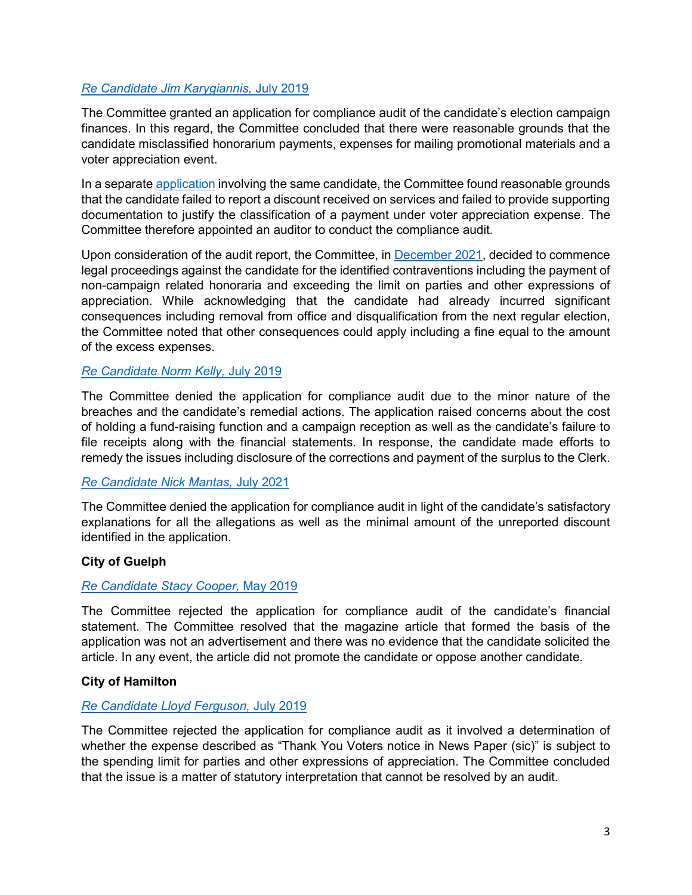*Re Candidate Jim Karygiannis,* July 2019

The Committee granted an application for compliance audit of the candidate's election campaign finances. In this regard, the Committee concluded that there were reasonable grounds that the candidate misclassified honorarium payments, expenses for mailing promotional materials and a voter appreciation event.

In a separate application involving the same candidate, the Committee found reasonable grounds that the candidate failed to report a discount received on services and failed to provide supporting documentation to justify the classification of a payment under voter appreciation expense. The Committee therefore appointed an auditor to conduct the compliance audit.

Upon consideration of the audit report, the Committee, in December 2021, decided to commence legal proceedings against the candidate for the identified contraventions including the payment of non-campaign related honoraria and exceeding the limit on parties and other expressions of appreciation. While acknowledging that the candidate had already incurred significant consequences including removal from office and disqualification from the next regular election, the Committee noted that other consequences could apply including a fine equal to the amount of the excess expenses.

*Re Candidate Norm Kelly,* July 2019

The Committee denied the application for compliance audit due to the minor nature of the breaches and the candidate's remedial actions. The application raised concerns about the cost of holding a fund-raising function and a campaign reception as well as the candidate's failure to file receipts along with the financial statements. In response, the candidate made efforts to remedy the issues including disclosure of the corrections and payment of the surplus to the Clerk.

*Re Candidate Nick Mantas,* July 2021

The Committee denied the application for compliance audit in light of the candidate's satisfactory explanations for all the allegations as well as the minimal amount of the unreported discount identified in the application.

**City of Guelph**

*Re Candidate Stacy Cooper,* May 2019

The Committee rejected the application for compliance audit of the candidate's financial statement. The Committee resolved that the magazine article that formed the basis of the application was not an advertisement and there was no evidence that the candidate solicited the article. In any event, the article did not promote the candidate or oppose another candidate.

**City of Hamilton**

*Re Candidate Lloyd Ferguson,* July 2019

The Committee rejected the application for compliance audit as it involved a determination of whether the expense described as "Thank You Voters notice in News Paper (sic)" is subject to the spending limit for parties and other expressions of appreciation. The Committee concluded that the issue is a matter of statutory interpretation that cannot be resolved by an audit.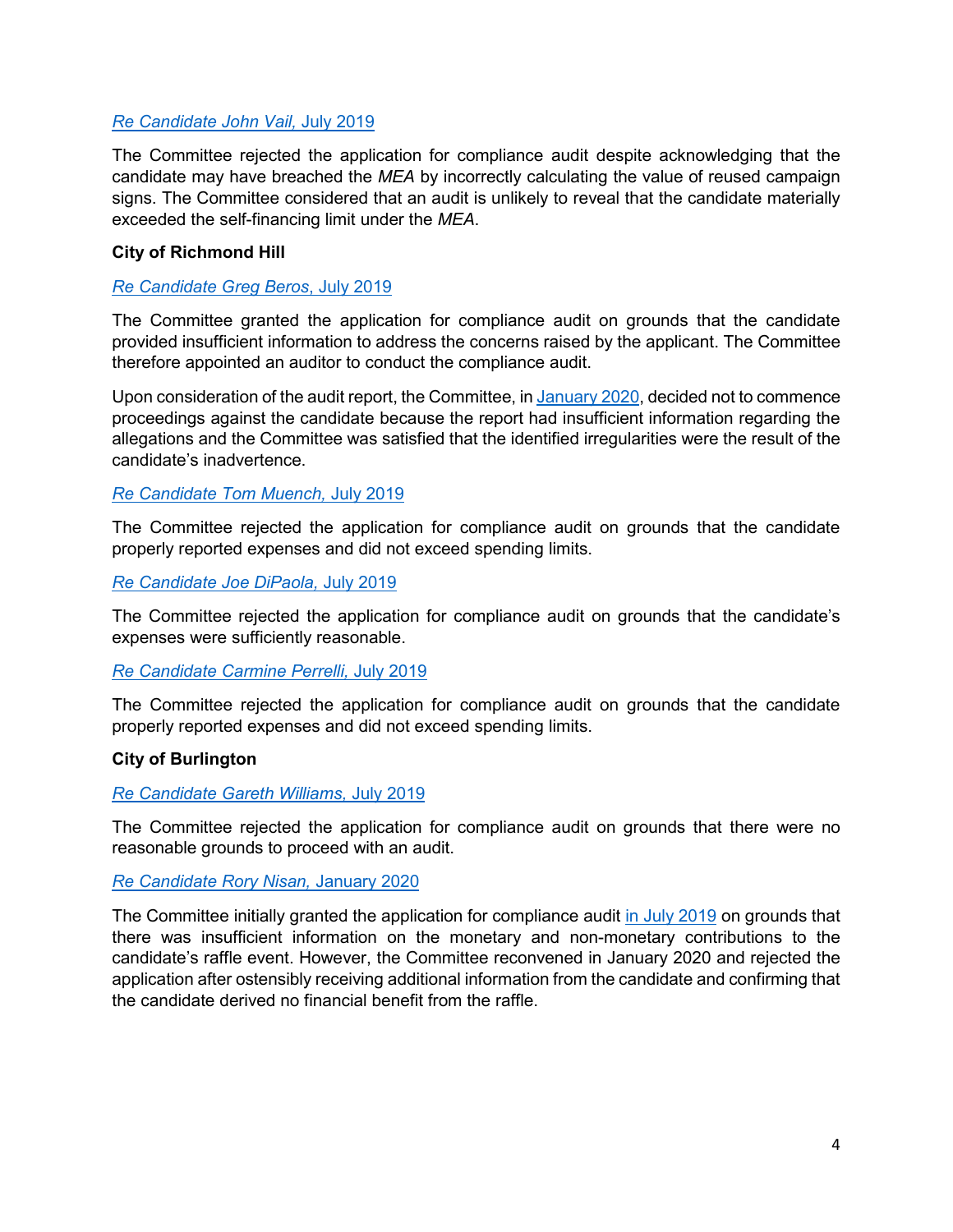*Re Candidate John Vail,* July 2019

The Committee rejected the application for compliance audit despite acknowledging that the candidate may have breached the *MEA* by incorrectly calculating the value of reused campaign signs. The Committee considered that an audit is unlikely to reveal that the candidate materially exceeded the self-financing limit under the *MEA*.

**City of Richmond Hill**

*Re Candidate Greg Beros*, July 2019

The Committee granted the application for compliance audit on grounds that the candidate provided insufficient information to address the concerns raised by the applicant. The Committee therefore appointed an auditor to conduct the compliance audit.

Upon consideration of the audit report, the Committee, in January 2020, decided not to commence proceedings against the candidate because the report had insufficient information regarding the allegations and the Committee was satisfied that the identified irregularities were the result of the candidate's inadvertence.

*Re Candidate Tom Muench,* July 2019

The Committee rejected the application for compliance audit on grounds that the candidate properly reported expenses and did not exceed spending limits.

*Re Candidate Joe DiPaola,* July 2019

The Committee rejected the application for compliance audit on grounds that the candidate's expenses were sufficiently reasonable.

*Re Candidate Carmine Perrelli,* July 2019

The Committee rejected the application for compliance audit on grounds that the candidate properly reported expenses and did not exceed spending limits.

**City of Burlington**

*Re Candidate Gareth Williams,* July 2019

The Committee rejected the application for compliance audit on grounds that there were no reasonable grounds to proceed with an audit.

*Re Candidate Rory Nisan,* January 2020

The Committee initially granted the application for compliance audit in July 2019 on grounds that there was insufficient information on the monetary and non-monetary contributions to the candidate's raffle event. However, the Committee reconvened in January 2020 and rejected the application after ostensibly receiving additional information from the candidate and confirming that the candidate derived no financial benefit from the raffle.